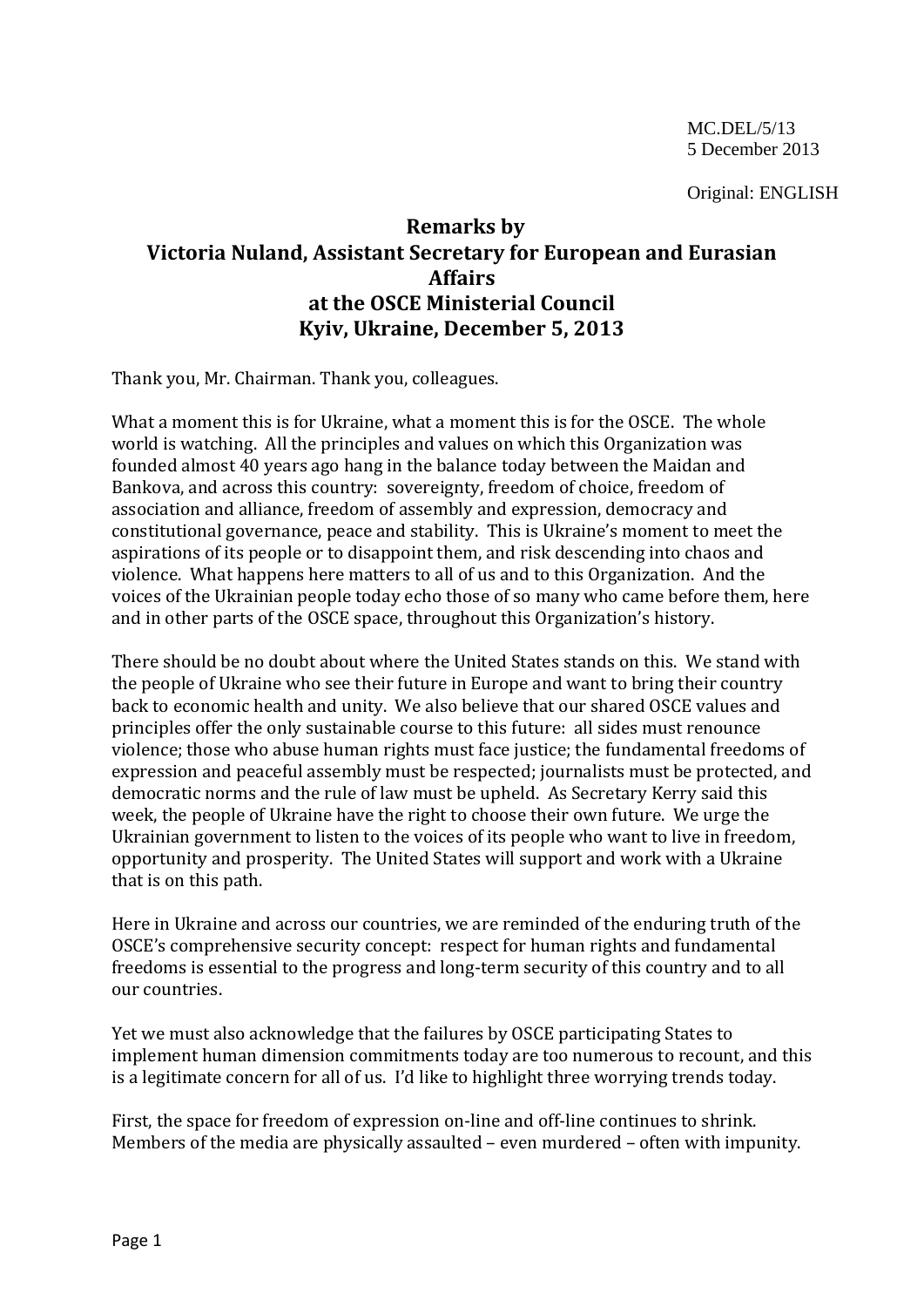MC.DEL/5/13
5 December 2013

Original: ENGLISH

# Remarks by
# Victoria Nuland, Assistant Secretary for European and Eurasian Affairs
# at the OSCE Ministerial Council
# Kyiv, Ukraine, December 5, 2013

Thank you, Mr. Chairman. Thank you, colleagues.

What a moment this is for Ukraine, what a moment this is for the OSCE. The whole world is watching. All the principles and values on which this Organization was founded almost 40 years ago hang in the balance today between the Maidan and Bankova, and across this country: sovereignty, freedom of choice, freedom of association and alliance, freedom of assembly and expression, democracy and constitutional governance, peace and stability. This is Ukraine's moment to meet the aspirations of its people or to disappoint them, and risk descending into chaos and violence. What happens here matters to all of us and to this Organization. And the voices of the Ukrainian people today echo those of so many who came before them, here and in other parts of the OSCE space, throughout this Organization's history.

There should be no doubt about where the United States stands on this. We stand with the people of Ukraine who see their future in Europe and want to bring their country back to economic health and unity. We also believe that our shared OSCE values and principles offer the only sustainable course to this future: all sides must renounce violence; those who abuse human rights must face justice; the fundamental freedoms of expression and peaceful assembly must be respected; journalists must be protected, and democratic norms and the rule of law must be upheld. As Secretary Kerry said this week, the people of Ukraine have the right to choose their own future. We urge the Ukrainian government to listen to the voices of its people who want to live in freedom, opportunity and prosperity. The United States will support and work with a Ukraine that is on this path.

Here in Ukraine and across our countries, we are reminded of the enduring truth of the OSCE's comprehensive security concept: respect for human rights and fundamental freedoms is essential to the progress and long-term security of this country and to all our countries.

Yet we must also acknowledge that the failures by OSCE participating States to implement human dimension commitments today are too numerous to recount, and this is a legitimate concern for all of us. I'd like to highlight three worrying trends today.

First, the space for freedom of expression on-line and off-line continues to shrink. Members of the media are physically assaulted – even murdered – often with impunity.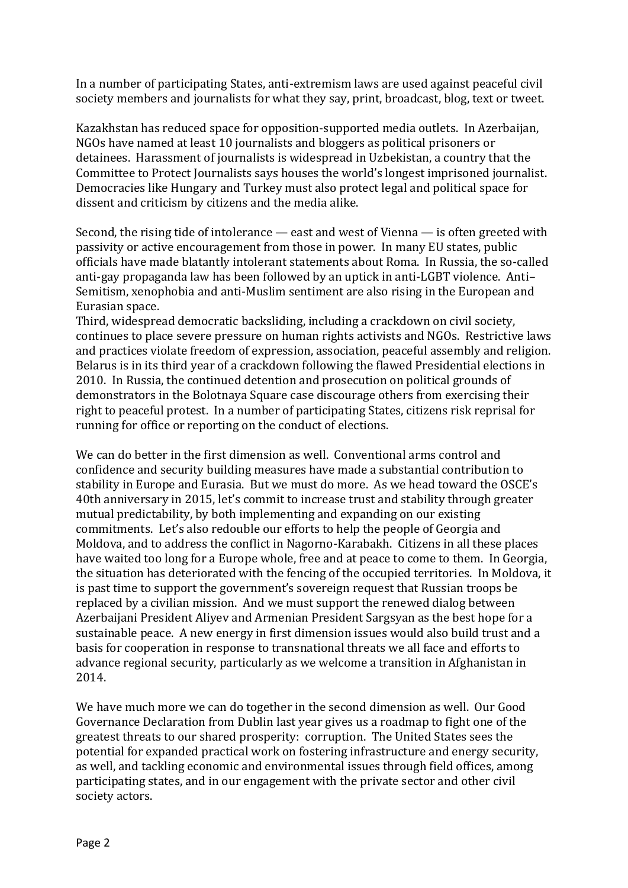In a number of participating States, anti-extremism laws are used against peaceful civil society members and journalists for what they say, print, broadcast, blog, text or tweet.

Kazakhstan has reduced space for opposition-supported media outlets. In Azerbaijan, NGOs have named at least 10 journalists and bloggers as political prisoners or detainees. Harassment of journalists is widespread in Uzbekistan, a country that the Committee to Protect Journalists says houses the world's longest imprisoned journalist. Democracies like Hungary and Turkey must also protect legal and political space for dissent and criticism by citizens and the media alike.

Second, the rising tide of intolerance — east and west of Vienna — is often greeted with passivity or active encouragement from those in power. In many EU states, public officials have made blatantly intolerant statements about Roma. In Russia, the so-called anti-gay propaganda law has been followed by an uptick in anti-LGBT violence. Anti–Semitism, xenophobia and anti-Muslim sentiment are also rising in the European and Eurasian space.

Third, widespread democratic backsliding, including a crackdown on civil society, continues to place severe pressure on human rights activists and NGOs. Restrictive laws and practices violate freedom of expression, association, peaceful assembly and religion. Belarus is in its third year of a crackdown following the flawed Presidential elections in 2010. In Russia, the continued detention and prosecution on political grounds of demonstrators in the Bolotnaya Square case discourage others from exercising their right to peaceful protest. In a number of participating States, citizens risk reprisal for running for office or reporting on the conduct of elections.

We can do better in the first dimension as well. Conventional arms control and confidence and security building measures have made a substantial contribution to stability in Europe and Eurasia. But we must do more. As we head toward the OSCE's 40th anniversary in 2015, let's commit to increase trust and stability through greater mutual predictability, by both implementing and expanding on our existing commitments. Let's also redouble our efforts to help the people of Georgia and Moldova, and to address the conflict in Nagorno-Karabakh. Citizens in all these places have waited too long for a Europe whole, free and at peace to come to them. In Georgia, the situation has deteriorated with the fencing of the occupied territories. In Moldova, it is past time to support the government's sovereign request that Russian troops be replaced by a civilian mission. And we must support the renewed dialog between Azerbaijani President Aliyev and Armenian President Sargsyan as the best hope for a sustainable peace. A new energy in first dimension issues would also build trust and a basis for cooperation in response to transnational threats we all face and efforts to advance regional security, particularly as we welcome a transition in Afghanistan in 2014.

We have much more we can do together in the second dimension as well. Our Good Governance Declaration from Dublin last year gives us a roadmap to fight one of the greatest threats to our shared prosperity: corruption. The United States sees the potential for expanded practical work on fostering infrastructure and energy security, as well, and tackling economic and environmental issues through field offices, among participating states, and in our engagement with the private sector and other civil society actors.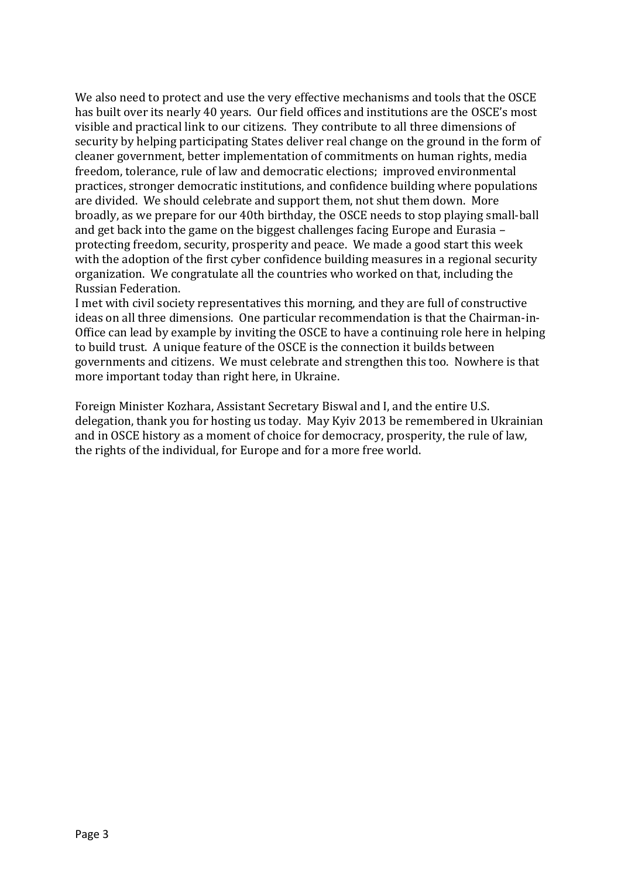We also need to protect and use the very effective mechanisms and tools that the OSCE has built over its nearly 40 years. Our field offices and institutions are the OSCE's most visible and practical link to our citizens. They contribute to all three dimensions of security by helping participating States deliver real change on the ground in the form of cleaner government, better implementation of commitments on human rights, media freedom, tolerance, rule of law and democratic elections; improved environmental practices, stronger democratic institutions, and confidence building where populations are divided. We should celebrate and support them, not shut them down. More broadly, as we prepare for our 40th birthday, the OSCE needs to stop playing small-ball and get back into the game on the biggest challenges facing Europe and Eurasia – protecting freedom, security, prosperity and peace. We made a good start this week with the adoption of the first cyber confidence building measures in a regional security organization. We congratulate all the countries who worked on that, including the Russian Federation.

I met with civil society representatives this morning, and they are full of constructive ideas on all three dimensions. One particular recommendation is that the Chairman-in-Office can lead by example by inviting the OSCE to have a continuing role here in helping to build trust. A unique feature of the OSCE is the connection it builds between governments and citizens. We must celebrate and strengthen this too. Nowhere is that more important today than right here, in Ukraine.

Foreign Minister Kozhara, Assistant Secretary Biswal and I, and the entire U.S. delegation, thank you for hosting us today. May Kyiv 2013 be remembered in Ukrainian and in OSCE history as a moment of choice for democracy, prosperity, the rule of law, the rights of the individual, for Europe and for a more free world.